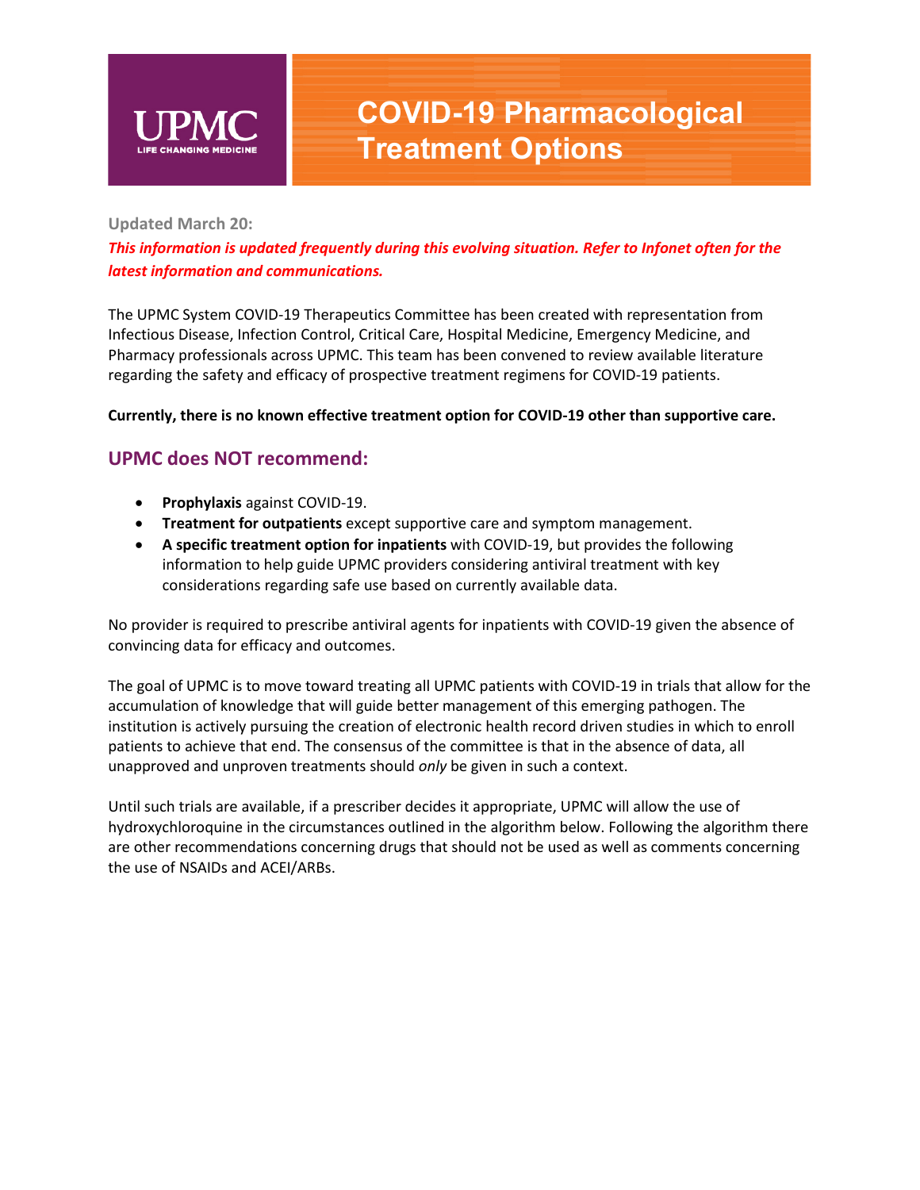UPMC
LIFE CHANGING MEDICINE

# COVID-19 Pharmacological Treatment Options

**Updated March 20:**

***This information is updated frequently during this evolving situation. Refer to Infonet often for the latest information and communications.***

The UPMC System COVID-19 Therapeutics Committee has been created with representation from Infectious Disease, Infection Control, Critical Care, Hospital Medicine, Emergency Medicine, and Pharmacy professionals across UPMC. This team has been convened to review available literature regarding the safety and efficacy of prospective treatment regimens for COVID-19 patients.

**Currently, there is no known effective treatment option for COVID-19 other than supportive care.**

## UPMC does NOT recommend:

- **Prophylaxis** against COVID-19.
- **Treatment for outpatients** except supportive care and symptom management.
- **A specific treatment option for inpatients** with COVID-19, but provides the following information to help guide UPMC providers considering antiviral treatment with key considerations regarding safe use based on currently available data.

No provider is required to prescribe antiviral agents for inpatients with COVID-19 given the absence of convincing data for efficacy and outcomes.

The goal of UPMC is to move toward treating all UPMC patients with COVID-19 in trials that allow for the accumulation of knowledge that will guide better management of this emerging pathogen. The institution is actively pursuing the creation of electronic health record driven studies in which to enroll patients to achieve that end. The consensus of the committee is that in the absence of data, all unapproved and unproven treatments should *only* be given in such a context.

Until such trials are available, if a prescriber decides it appropriate, UPMC will allow the use of hydroxychloroquine in the circumstances outlined in the algorithm below. Following the algorithm there are other recommendations concerning drugs that should not be used as well as comments concerning the use of NSAIDs and ACEI/ARBs.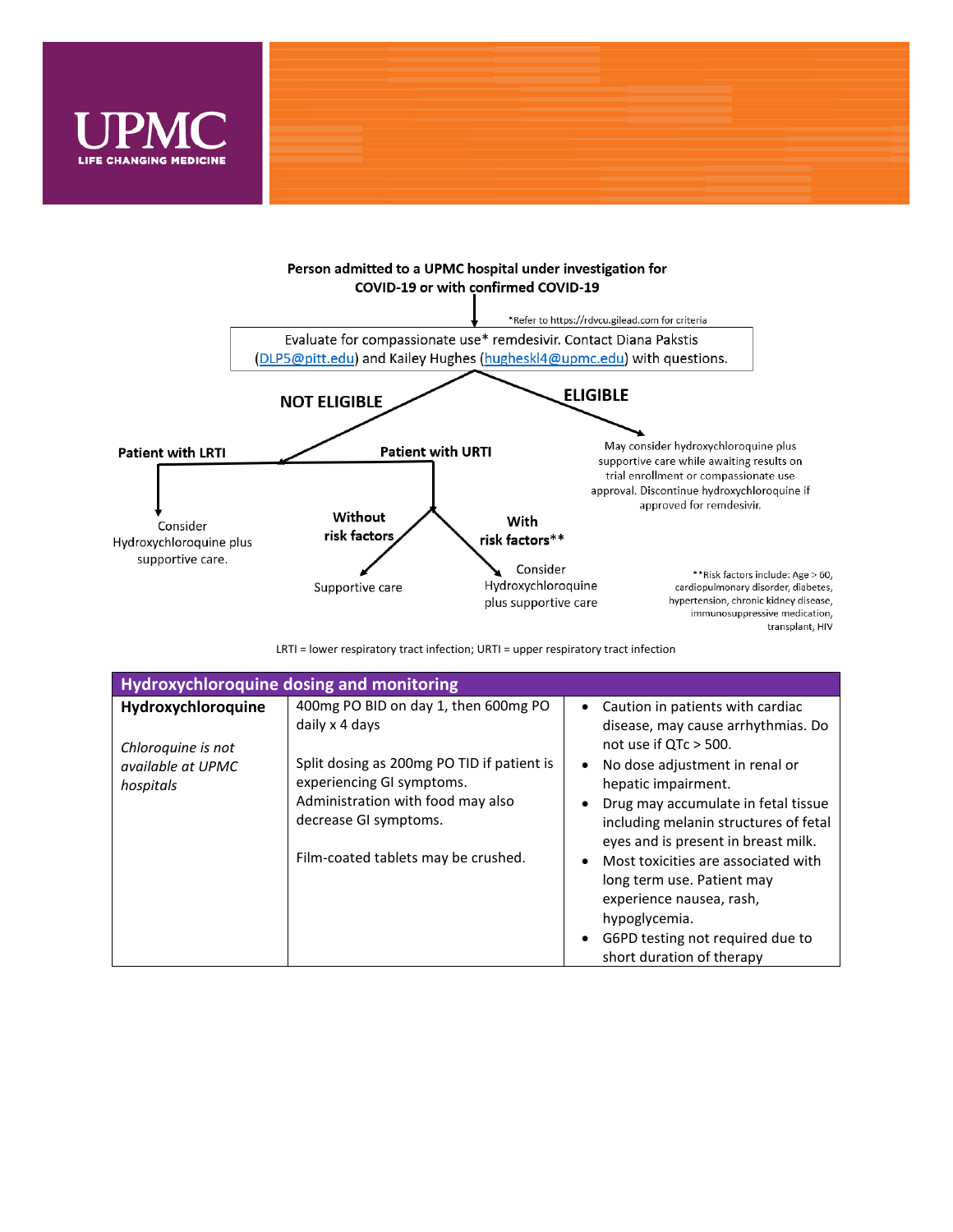**Person admitted to a UPMC hospital under investigation for COVID-19 or with confirmed COVID-19**

*Refer to https://rdvcu.gilead.com for criteria

Evaluate for compassionate use* remdesivir. Contact Diana Pakstis (DLP5@pitt.edu) and Kailey Hughes (hugheskl4@upmc.edu) with questions.

**NOT ELIGIBLE**

- **Patient with LRTI**
  - Consider Hydroxychloroquine plus supportive care.
- **Patient with URTI**
  - **Without risk factors**
    - Supportive care
  - **With risk factors****
    - Consider Hydroxychloroquine plus supportive care

**ELIGIBLE**

- May consider hydroxychloroquine plus supportive care while awaiting results on trial enrollment or compassionate use approval. Discontinue hydroxychloroquine if approved for remdesivir.

**Risk factors include: Age > 60, cardiopulmonary disorder, diabetes, hypertension, chronic kidney disease, immunosuppressive medication, transplant, HIV

LRTI = lower respiratory tract infection; URTI = upper respiratory tract infection

| Hydroxychloroquine dosing and monitoring | | |
|---|---|---|
| **Hydroxychloroquine**<br><br>*Chloroquine is not available at UPMC hospitals* | 400mg PO BID on day 1, then 600mg PO daily x 4 days<br><br>Split dosing as 200mg PO TID if patient is experiencing GI symptoms. Administration with food may also decrease GI symptoms.<br><br>Film-coated tablets may be crushed. | • Caution in patients with cardiac disease, may cause arrhythmias. Do not use if QTc > 500.<br>• No dose adjustment in renal or hepatic impairment.<br>• Drug may accumulate in fetal tissue including melanin structures of fetal eyes and is present in breast milk.<br>• Most toxicities are associated with long term use. Patient may experience nausea, rash, hypoglycemia.<br>• G6PD testing not required due to short duration of therapy |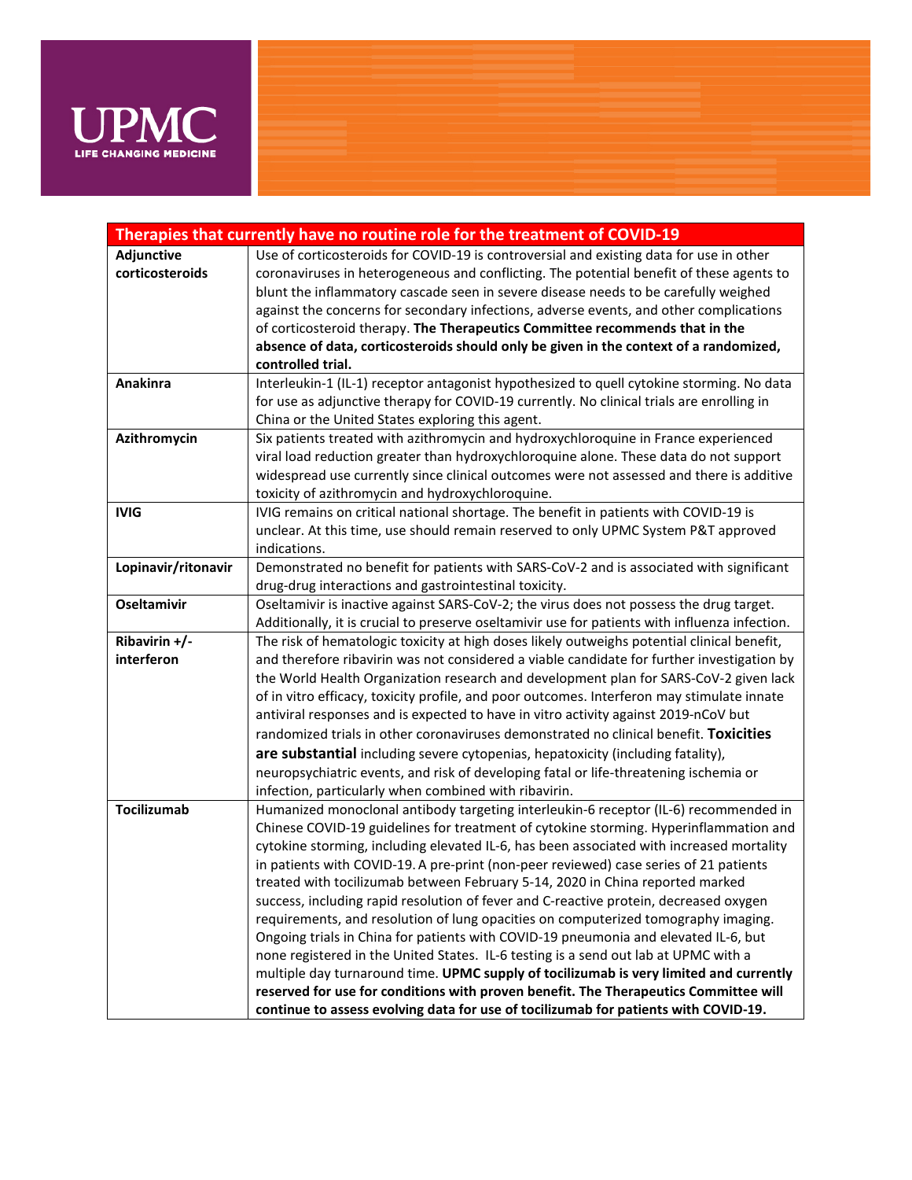| Therapies that currently have no routine role for the treatment of COVID-19 | |
|---|---|
| **Adjunctive corticosteroids** | Use of corticosteroids for COVID-19 is controversial and existing data for use in other coronaviruses in heterogeneous and conflicting. The potential benefit of these agents to blunt the inflammatory cascade seen in severe disease needs to be carefully weighed against the concerns for secondary infections, adverse events, and other complications of corticosteroid therapy. **The Therapeutics Committee recommends that in the absence of data, corticosteroids should only be given in the context of a randomized, controlled trial.** |
| **Anakinra** | Interleukin-1 (IL-1) receptor antagonist hypothesized to quell cytokine storming. No data for use as adjunctive therapy for COVID-19 currently. No clinical trials are enrolling in China or the United States exploring this agent. |
| **Azithromycin** | Six patients treated with azithromycin and hydroxychloroquine in France experienced viral load reduction greater than hydroxychloroquine alone. These data do not support widespread use currently since clinical outcomes were not assessed and there is additive toxicity of azithromycin and hydroxychloroquine. |
| **IVIG** | IVIG remains on critical national shortage. The benefit in patients with COVID-19 is unclear. At this time, use should remain reserved to only UPMC System P&T approved indications. |
| **Lopinavir/ritonavir** | Demonstrated no benefit for patients with SARS-CoV-2 and is associated with significant drug-drug interactions and gastrointestinal toxicity. |
| **Oseltamivir** | Oseltamivir is inactive against SARS-CoV-2; the virus does not possess the drug target. Additionally, it is crucial to preserve oseltamivir use for patients with influenza infection. |
| **Ribavirin +/- interferon** | The risk of hematologic toxicity at high doses likely outweighs potential clinical benefit, and therefore ribavirin was not considered a viable candidate for further investigation by the World Health Organization research and development plan for SARS-CoV-2 given lack of in vitro efficacy, toxicity profile, and poor outcomes. Interferon may stimulate innate antiviral responses and is expected to have in vitro activity against 2019-nCoV but randomized trials in other coronaviruses demonstrated no clinical benefit. **Toxicities are substantial** including severe cytopenias, hepatoxicity (including fatality), neuropsychiatric events, and risk of developing fatal or life-threatening ischemia or infection, particularly when combined with ribavirin. |
| **Tocilizumab** | Humanized monoclonal antibody targeting interleukin-6 receptor (IL-6) recommended in Chinese COVID-19 guidelines for treatment of cytokine storming. Hyperinflammation and cytokine storming, including elevated IL-6, has been associated with increased mortality in patients with COVID-19. A pre-print (non-peer reviewed) case series of 21 patients treated with tocilizumab between February 5-14, 2020 in China reported marked success, including rapid resolution of fever and C-reactive protein, decreased oxygen requirements, and resolution of lung opacities on computerized tomography imaging. Ongoing trials in China for patients with COVID-19 pneumonia and elevated IL-6, but none registered in the United States. IL-6 testing is a send out lab at UPMC with a multiple day turnaround time. **UPMC supply of tocilizumab is very limited and currently reserved for use for conditions with proven benefit. The Therapeutics Committee will continue to assess evolving data for use of tocilizumab for patients with COVID-19.** |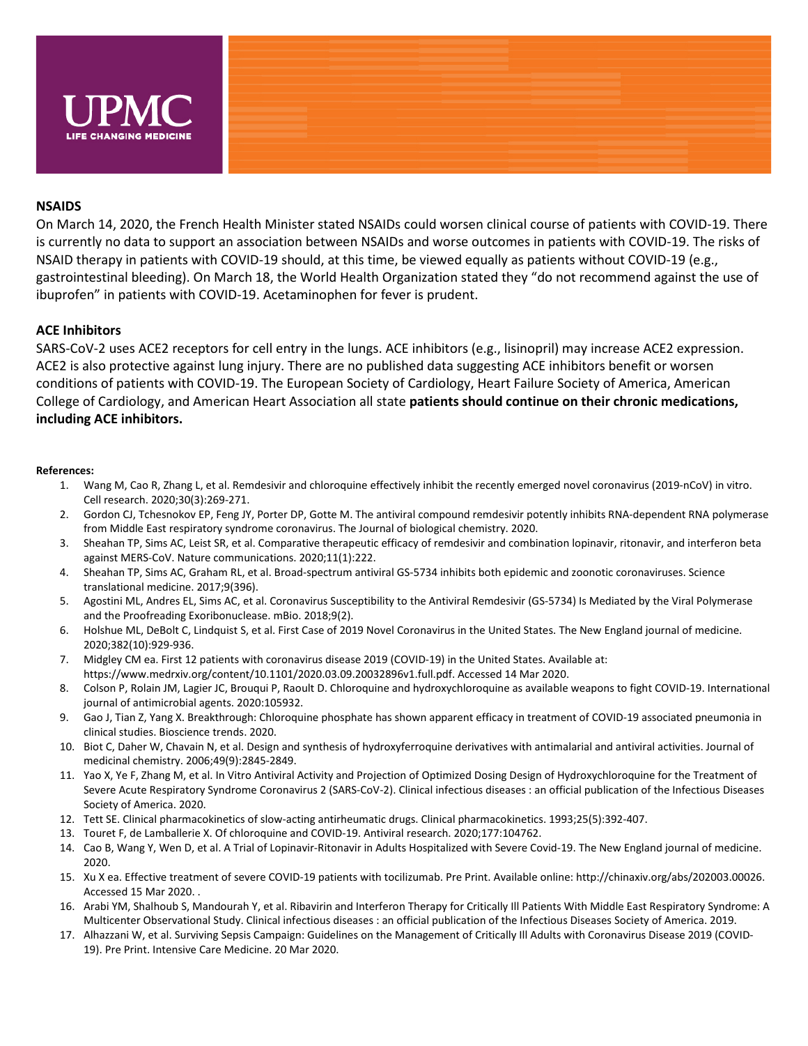**NSAIDS**

On March 14, 2020, the French Health Minister stated NSAIDs could worsen clinical course of patients with COVID-19. There is currently no data to support an association between NSAIDs and worse outcomes in patients with COVID-19. The risks of NSAID therapy in patients with COVID-19 should, at this time, be viewed equally as patients without COVID-19 (e.g., gastrointestinal bleeding). On March 18, the World Health Organization stated they "do not recommend against the use of ibuprofen" in patients with COVID-19. Acetaminophen for fever is prudent.

**ACE Inhibitors**

SARS-CoV-2 uses ACE2 receptors for cell entry in the lungs. ACE inhibitors (e.g., lisinopril) may increase ACE2 expression. ACE2 is also protective against lung injury. There are no published data suggesting ACE inhibitors benefit or worsen conditions of patients with COVID-19. The European Society of Cardiology, Heart Failure Society of America, American College of Cardiology, and American Heart Association all state **patients should continue on their chronic medications, including ACE inhibitors.**

**References:**

1. Wang M, Cao R, Zhang L, et al. Remdesivir and chloroquine effectively inhibit the recently emerged novel coronavirus (2019-nCoV) in vitro. Cell research. 2020;30(3):269-271.
2. Gordon CJ, Tchesnokov EP, Feng JY, Porter DP, Gotte M. The antiviral compound remdesivir potently inhibits RNA-dependent RNA polymerase from Middle East respiratory syndrome coronavirus. The Journal of biological chemistry. 2020.
3. Sheahan TP, Sims AC, Leist SR, et al. Comparative therapeutic efficacy of remdesivir and combination lopinavir, ritonavir, and interferon beta against MERS-CoV. Nature communications. 2020;11(1):222.
4. Sheahan TP, Sims AC, Graham RL, et al. Broad-spectrum antiviral GS-5734 inhibits both epidemic and zoonotic coronaviruses. Science translational medicine. 2017;9(396).
5. Agostini ML, Andres EL, Sims AC, et al. Coronavirus Susceptibility to the Antiviral Remdesivir (GS-5734) Is Mediated by the Viral Polymerase and the Proofreading Exoribonuclease. mBio. 2018;9(2).
6. Holshue ML, DeBolt C, Lindquist S, et al. First Case of 2019 Novel Coronavirus in the United States. The New England journal of medicine. 2020;382(10):929-936.
7. Midgley CM ea. First 12 patients with coronavirus disease 2019 (COVID-19) in the United States. Available at: https://www.medrxiv.org/content/10.1101/2020.03.09.20032896v1.full.pdf. Accessed 14 Mar 2020.
8. Colson P, Rolain JM, Lagier JC, Brouqui P, Raoult D. Chloroquine and hydroxychloroquine as available weapons to fight COVID-19. International journal of antimicrobial agents. 2020:105932.
9. Gao J, Tian Z, Yang X. Breakthrough: Chloroquine phosphate has shown apparent efficacy in treatment of COVID-19 associated pneumonia in clinical studies. Bioscience trends. 2020.
10. Biot C, Daher W, Chavain N, et al. Design and synthesis of hydroxyferroquine derivatives with antimalarial and antiviral activities. Journal of medicinal chemistry. 2006;49(9):2845-2849.
11. Yao X, Ye F, Zhang M, et al. In Vitro Antiviral Activity and Projection of Optimized Dosing Design of Hydroxychloroquine for the Treatment of Severe Acute Respiratory Syndrome Coronavirus 2 (SARS-CoV-2). Clinical infectious diseases : an official publication of the Infectious Diseases Society of America. 2020.
12. Tett SE. Clinical pharmacokinetics of slow-acting antirheumatic drugs. Clinical pharmacokinetics. 1993;25(5):392-407.
13. Touret F, de Lamballerie X. Of chloroquine and COVID-19. Antiviral research. 2020;177:104762.
14. Cao B, Wang Y, Wen D, et al. A Trial of Lopinavir-Ritonavir in Adults Hospitalized with Severe Covid-19. The New England journal of medicine. 2020.
15. Xu X ea. Effective treatment of severe COVID-19 patients with tocilizumab. Pre Print. Available online: http://chinaxiv.org/abs/202003.00026. Accessed 15 Mar 2020. .
16. Arabi YM, Shalhoub S, Mandourah Y, et al. Ribavirin and Interferon Therapy for Critically Ill Patients With Middle East Respiratory Syndrome: A Multicenter Observational Study. Clinical infectious diseases : an official publication of the Infectious Diseases Society of America. 2019.
17. Alhazzani W, et al. Surviving Sepsis Campaign: Guidelines on the Management of Critically Ill Adults with Coronavirus Disease 2019 (COVID-19). Pre Print. Intensive Care Medicine. 20 Mar 2020.